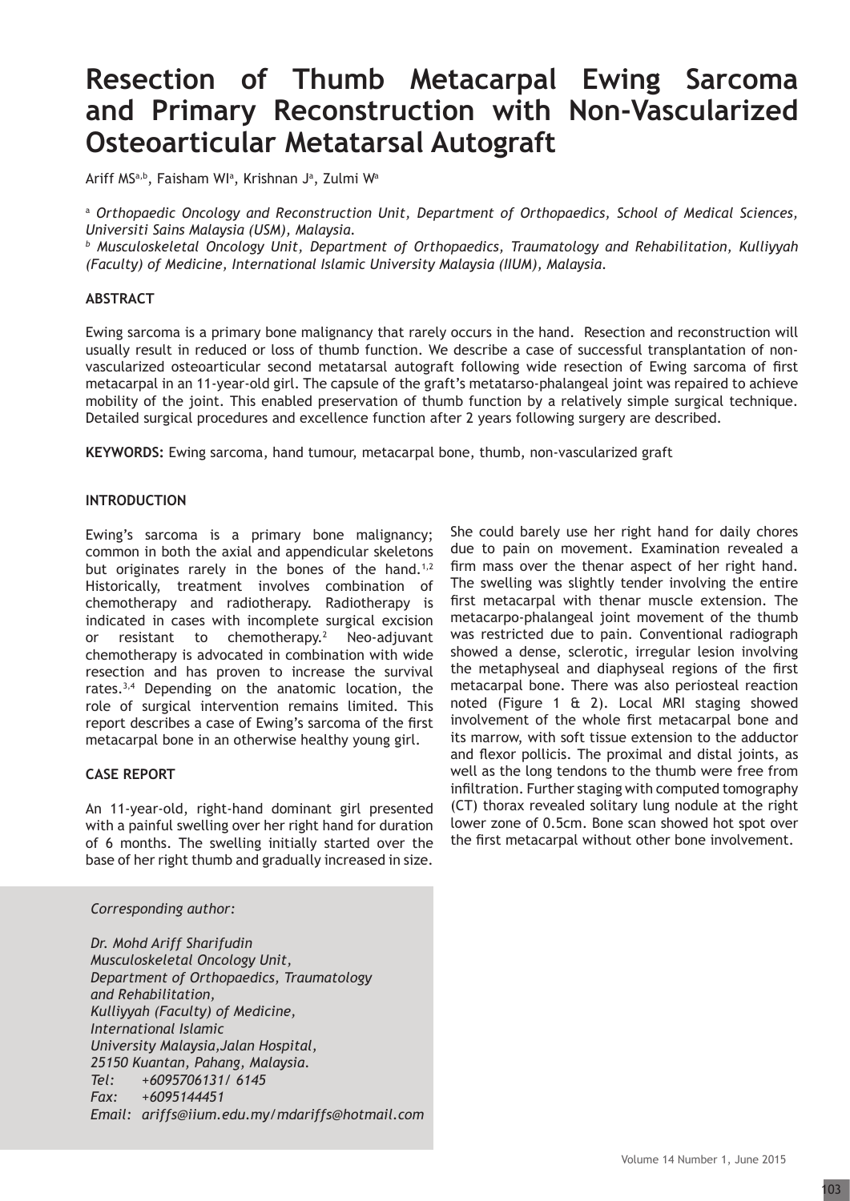# Resection of Thumb Metacarpal Ewing Sarcoma and Primary Reconstruction with Non-Vascularized Osteoarticular Metatarsal Autograft

Ariff MS[a,b], Faisham WI[a], Krishnan J[a], Zulmi W[a]

[a] *Orthopaedic Oncology and Reconstruction Unit, Department of Orthopaedics, School of Medical Sciences, Universiti Sains Malaysia (USM), Malaysia.*

[b] *Musculoskeletal Oncology Unit, Department of Orthopaedics, Traumatology and Rehabilitation, Kulliyyah (Faculty) of Medicine, International Islamic University Malaysia (IIUM), Malaysia.*

## ABSTRACT

Ewing sarcoma is a primary bone malignancy that rarely occurs in the hand. Resection and reconstruction will usually result in reduced or loss of thumb function. We describe a case of successful transplantation of non-vascularized osteoarticular second metatarsal autograft following wide resection of Ewing sarcoma of first metacarpal in an 11-year-old girl. The capsule of the graft's metatarso-phalangeal joint was repaired to achieve mobility of the joint. This enabled preservation of thumb function by a relatively simple surgical technique. Detailed surgical procedures and excellence function after 2 years following surgery are described.

**KEYWORDS:** Ewing sarcoma, hand tumour, metacarpal bone, thumb, non-vascularized graft

## INTRODUCTION

Ewing's sarcoma is a primary bone malignancy; common in both the axial and appendicular skeletons but originates rarely in the bones of the hand.[1,2] Historically, treatment involves combination of chemotherapy and radiotherapy. Radiotherapy is indicated in cases with incomplete surgical excision or resistant to chemotherapy.[2] Neo-adjuvant chemotherapy is advocated in combination with wide resection and has proven to increase the survival rates.[3,4] Depending on the anatomic location, the role of surgical intervention remains limited. This report describes a case of Ewing's sarcoma of the first metacarpal bone in an otherwise healthy young girl.

## CASE REPORT

An 11-year-old, right-hand dominant girl presented with a painful swelling over her right hand for duration of 6 months. The swelling initially started over the base of her right thumb and gradually increased in size. She could barely use her right hand for daily chores due to pain on movement. Examination revealed a firm mass over the thenar aspect of her right hand. The swelling was slightly tender involving the entire first metacarpal with thenar muscle extension. The metacarpo-phalangeal joint movement of the thumb was restricted due to pain. Conventional radiograph showed a dense, sclerotic, irregular lesion involving the metaphyseal and diaphyseal regions of the first metacarpal bone. There was also periosteal reaction noted (Figure 1 & 2). Local MRI staging showed involvement of the whole first metacarpal bone and its marrow, with soft tissue extension to the adductor and flexor pollicis. The proximal and distal joints, as well as the long tendons to the thumb were free from infiltration. Further staging with computed tomography (CT) thorax revealed solitary lung nodule at the right lower zone of 0.5cm. Bone scan showed hot spot over the first metacarpal without other bone involvement.

*Corresponding author:*

*Dr. Mohd Ariff Sharifudin*
*Musculoskeletal Oncology Unit,*
*Department of Orthopaedics, Traumatology and Rehabilitation,*
*Kulliyyah (Faculty) of Medicine,*
*International Islamic University Malaysia, Jalan Hospital,*
*25150 Kuantan, Pahang, Malaysia.*
*Tel: +6095706131/ 6145*
*Fax: +6095144451*
*Email: ariffs@iium.edu.my/mdariffs@hotmail.com*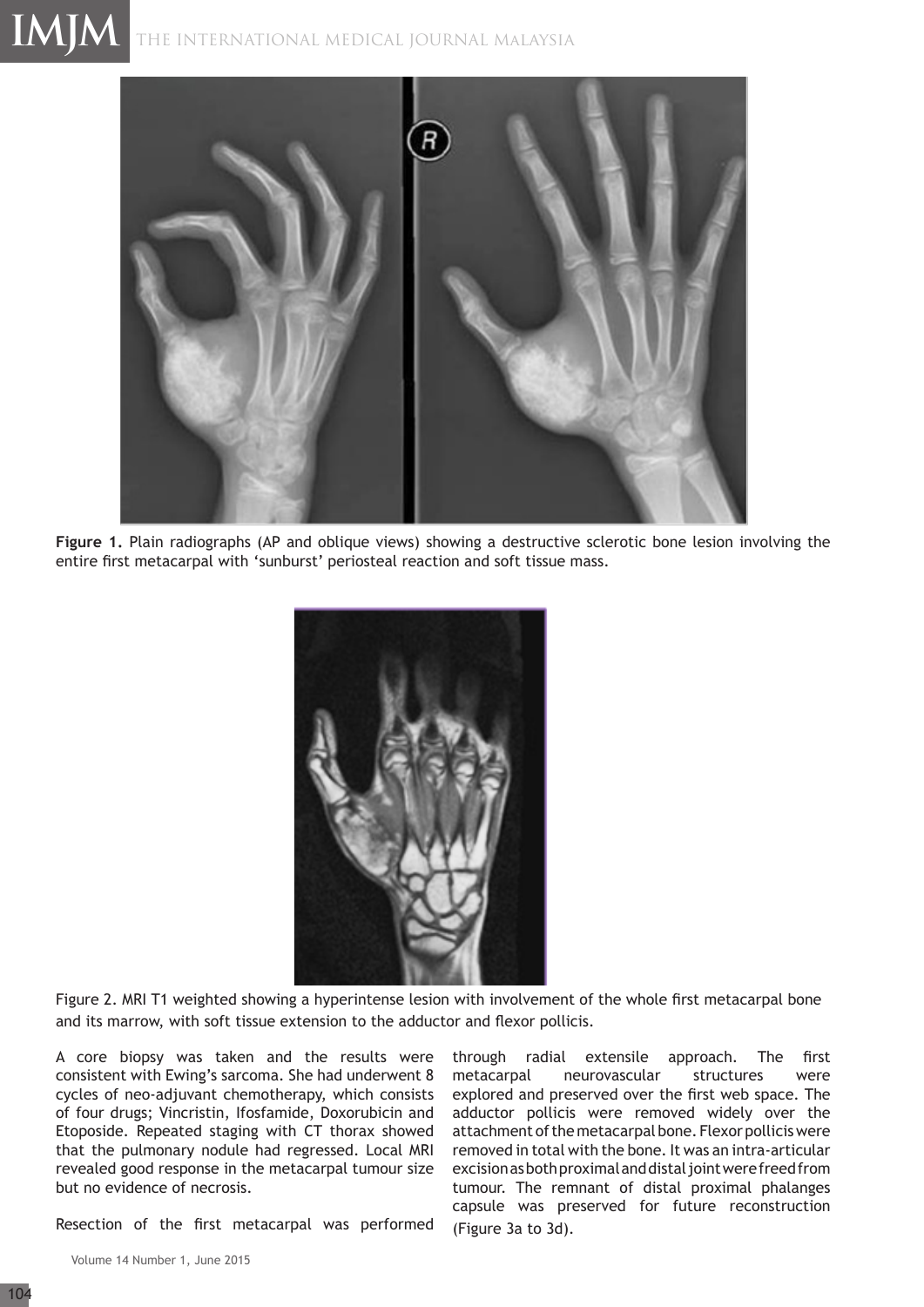Figure 1. Plain radiographs (AP and oblique views) showing a destructive sclerotic bone lesion involving the entire first metacarpal with 'sunburst' periosteal reaction and soft tissue mass.

Figure 2. MRI T1 weighted showing a hyperintense lesion with involvement of the whole first metacarpal bone and its marrow, with soft tissue extension to the adductor and flexor pollicis.

A core biopsy was taken and the results were consistent with Ewing's sarcoma. She had underwent 8 cycles of neo-adjuvant chemotherapy, which consists of four drugs; Vincristin, Ifosfamide, Doxorubicin and Etoposide. Repeated staging with CT thorax showed that the pulmonary nodule had regressed. Local MRI revealed good response in the metacarpal tumour size but no evidence of necrosis.

Resection of the first metacarpal was performed through radial extensile approach. The first metacarpal neurovascular structures were explored and preserved over the first web space. The adductor pollicis were removed widely over the attachment of the metacarpal bone. Flexor pollicis were removed in total with the bone. It was an intra-articular excision as both proximal and distal joint were freed from tumour. The remnant of distal proximal phalanges capsule was preserved for future reconstruction (Figure 3a to 3d).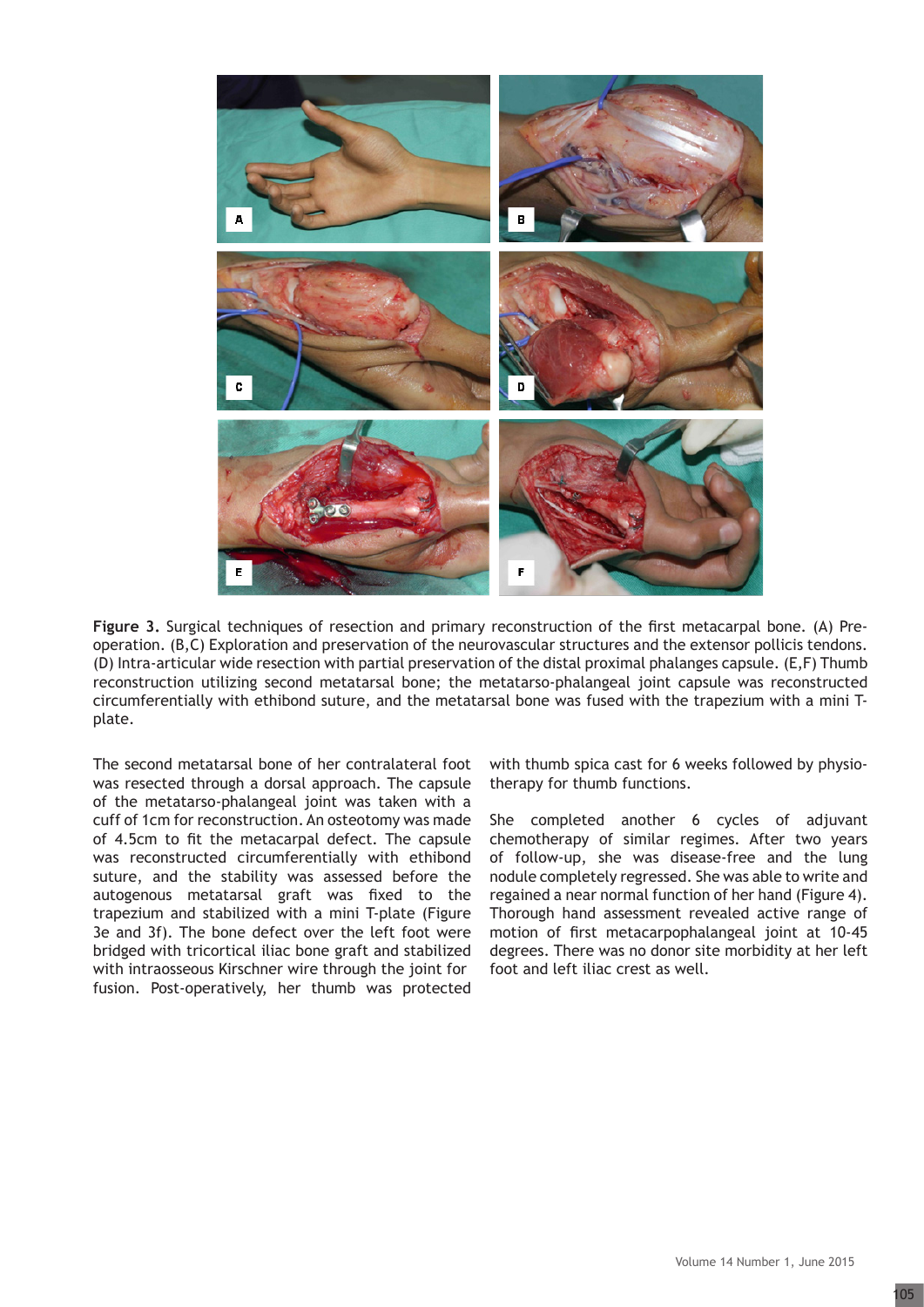**Figure 3.** Surgical techniques of resection and primary reconstruction of the first metacarpal bone. (A) Pre-operation. (B,C) Exploration and preservation of the neurovascular structures and the extensor pollicis tendons. (D) Intra-articular wide resection with partial preservation of the distal proximal phalanges capsule. (E,F) Thumb reconstruction utilizing second metatarsal bone; the metatarso-phalangeal joint capsule was reconstructed circumferentially with ethibond suture, and the metatarsal bone was fused with the trapezium with a mini T-plate.

The second metatarsal bone of her contralateral foot was resected through a dorsal approach. The capsule of the metatarso-phalangeal joint was taken with a cuff of 1cm for reconstruction. An osteotomy was made of 4.5cm to fit the metacarpal defect. The capsule was reconstructed circumferentially with ethibond suture, and the stability was assessed before the autogenous metatarsal graft was fixed to the trapezium and stabilized with a mini T-plate (Figure 3e and 3f). The bone defect over the left foot were bridged with tricortical iliac bone graft and stabilized with intraosseous Kirschner wire through the joint for fusion. Post-operatively, her thumb was protected with thumb spica cast for 6 weeks followed by physiotherapy for thumb functions.

She completed another 6 cycles of adjuvant chemotherapy of similar regimes. After two years of follow-up, she was disease-free and the lung nodule completely regressed. She was able to write and regained a near normal function of her hand (Figure 4). Thorough hand assessment revealed active range of motion of first metacarpophalangeal joint at 10-45 degrees. There was no donor site morbidity at her left foot and left iliac crest as well.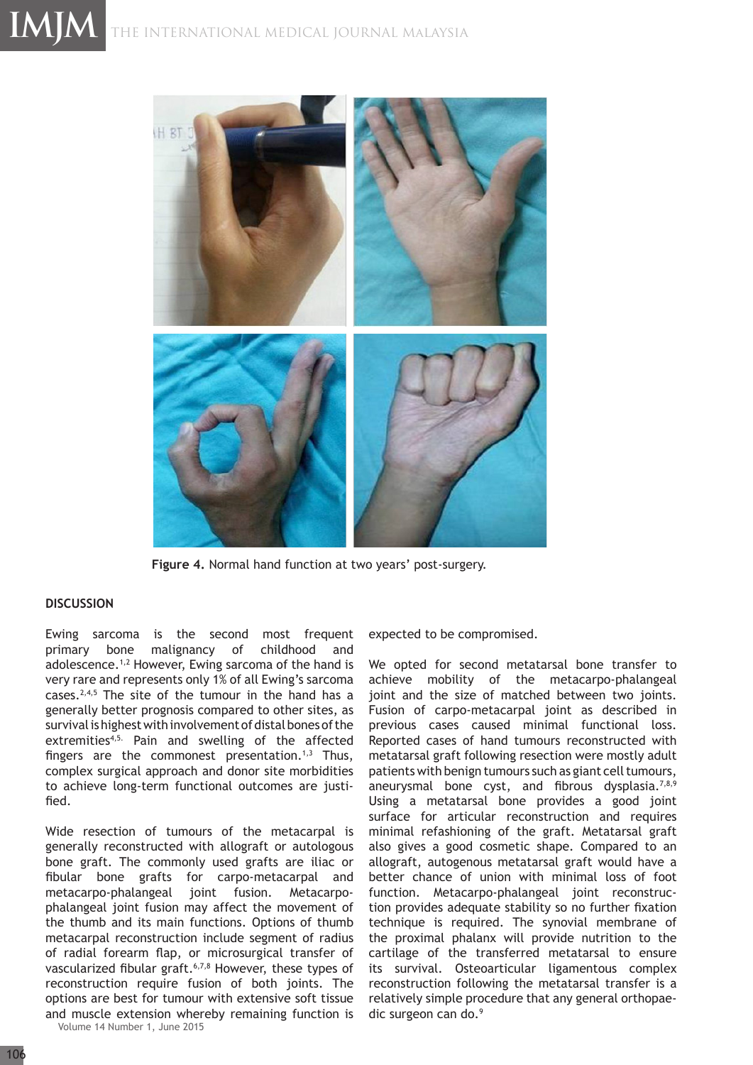Figure 4. Normal hand function at two years' post-surgery.

## DISCUSSION

Ewing sarcoma is the second most frequent primary bone malignancy of childhood and adolescence.[1,2] However, Ewing sarcoma of the hand is very rare and represents only 1% of all Ewing's sarcoma cases.[2,4,5] The site of the tumour in the hand has a generally better prognosis compared to other sites, as survival is highest with involvement of distal bones of the extremities[4,5]. Pain and swelling of the affected fingers are the commonest presentation.[1,3] Thus, complex surgical approach and donor site morbidities to achieve long-term functional outcomes are justified.

Wide resection of tumours of the metacarpal is generally reconstructed with allograft or autologous bone graft. The commonly used grafts are iliac or fibular bone grafts for carpo-metacarpal and metacarpo-phalangeal joint fusion. Metacarpo-phalangeal joint fusion may affect the movement of the thumb and its main functions. Options of thumb metacarpal reconstruction include segment of radius of radial forearm flap, or microsurgical transfer of vascularized fibular graft.[6,7,8] However, these types of reconstruction require fusion of both joints. The options are best for tumour with extensive soft tissue and muscle extension whereby remaining function is expected to be compromised.

We opted for second metatarsal bone transfer to achieve mobility of the metacarpo-phalangeal joint and the size of matched between two joints. Fusion of carpo-metacarpal joint as described in previous cases caused minimal functional loss. Reported cases of hand tumours reconstructed with metatarsal graft following resection were mostly adult patients with benign tumours such as giant cell tumours, aneurysmal bone cyst, and fibrous dysplasia.[7,8,9] Using a metatarsal bone provides a good joint surface for articular reconstruction and requires minimal refashioning of the graft. Metatarsal graft also gives a good cosmetic shape. Compared to an allograft, autogenous metatarsal graft would have a better chance of union with minimal loss of foot function. Metacarpo-phalangeal joint reconstruction provides adequate stability so no further fixation technique is required. The synovial membrane of the proximal phalanx will provide nutrition to the cartilage of the transferred metatarsal to ensure its survival. Osteoarticular ligamentous complex reconstruction following the metatarsal transfer is a relatively simple procedure that any general orthopaedic surgeon can do.[9]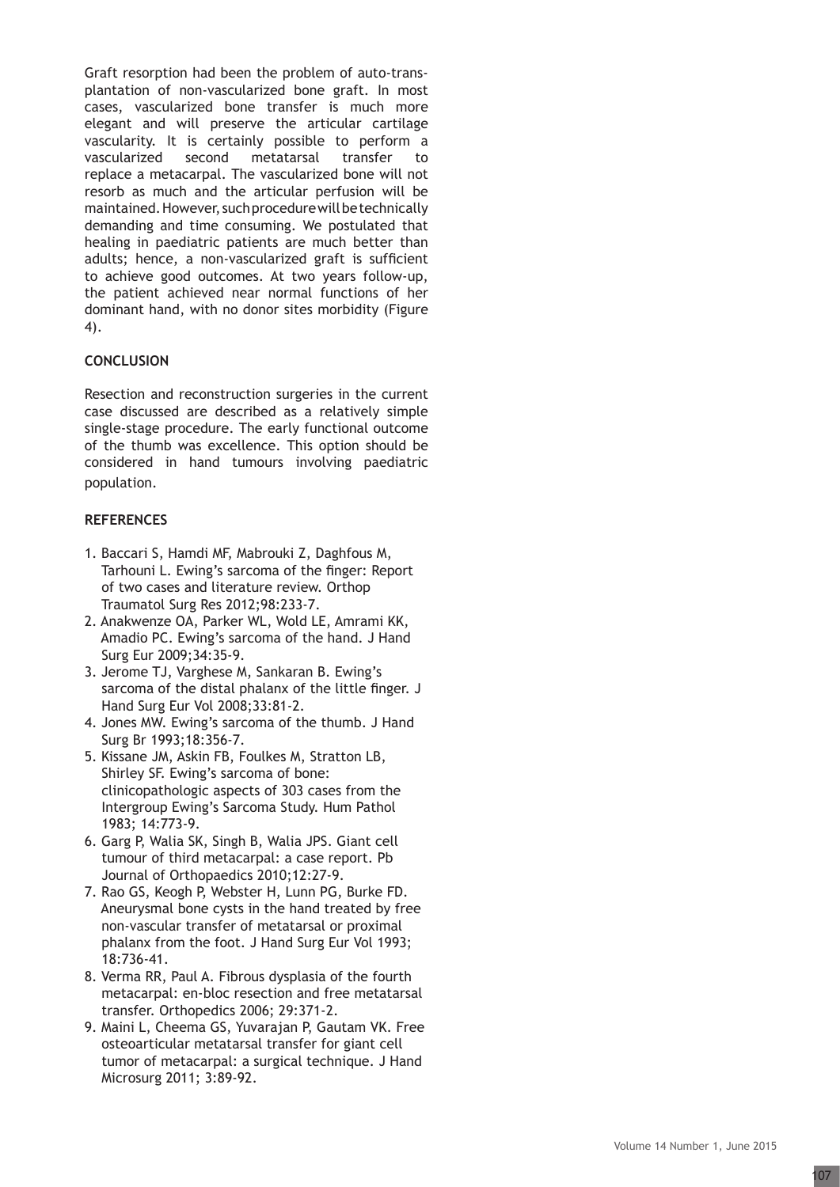Graft resorption had been the problem of auto-transplantation of non-vascularized bone graft. In most cases, vascularized bone transfer is much more elegant and will preserve the articular cartilage vascularity. It is certainly possible to perform a vascularized second metatarsal transfer to replace a metacarpal. The vascularized bone will not resorb as much and the articular perfusion will be maintained. However, such procedure will be technically demanding and time consuming. We postulated that healing in paediatric patients are much better than adults; hence, a non-vascularized graft is sufficient to achieve good outcomes. At two years follow-up, the patient achieved near normal functions of her dominant hand, with no donor sites morbidity (Figure 4).

## CONCLUSION

Resection and reconstruction surgeries in the current case discussed are described as a relatively simple single-stage procedure. The early functional outcome of the thumb was excellence. This option should be considered in hand tumours involving paediatric population.

## REFERENCES

1. Baccari S, Hamdi MF, Mabrouki Z, Daghfous M, Tarhouni L. Ewing's sarcoma of the finger: Report of two cases and literature review. Orthop Traumatol Surg Res 2012;98:233-7.
2. Anakwenze OA, Parker WL, Wold LE, Amrami KK, Amadio PC. Ewing's sarcoma of the hand. J Hand Surg Eur 2009;34:35-9.
3. Jerome TJ, Varghese M, Sankaran B. Ewing's sarcoma of the distal phalanx of the little finger. J Hand Surg Eur Vol 2008;33:81-2.
4. Jones MW. Ewing's sarcoma of the thumb. J Hand Surg Br 1993;18:356-7.
5. Kissane JM, Askin FB, Foulkes M, Stratton LB, Shirley SF. Ewing's sarcoma of bone: clinicopathologic aspects of 303 cases from the Intergroup Ewing's Sarcoma Study. Hum Pathol 1983; 14:773-9.
6. Garg P, Walia SK, Singh B, Walia JPS. Giant cell tumour of third metacarpal: a case report. Pb Journal of Orthopaedics 2010;12:27-9.
7. Rao GS, Keogh P, Webster H, Lunn PG, Burke FD. Aneurysmal bone cysts in the hand treated by free non-vascular transfer of metatarsal or proximal phalanx from the foot. J Hand Surg Eur Vol 1993; 18:736-41.
8. Verma RR, Paul A. Fibrous dysplasia of the fourth metacarpal: en-bloc resection and free metatarsal transfer. Orthopedics 2006; 29:371-2.
9. Maini L, Cheema GS, Yuvarajan P, Gautam VK. Free osteoarticular metatarsal transfer for giant cell tumor of metacarpal: a surgical technique. J Hand Microsurg 2011; 3:89-92.